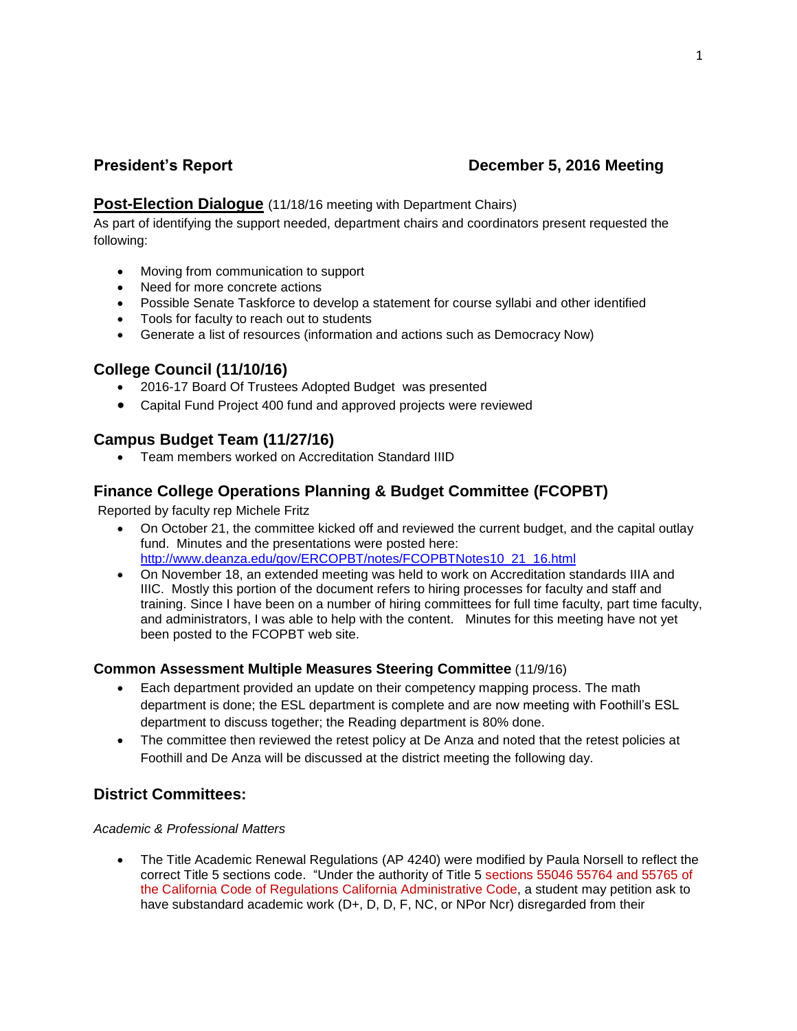**President's Report** **December 5, 2016 Meeting**

## Post-Election Dialogue (11/18/16 meeting with Department Chairs)

As part of identifying the support needed, department chairs and coordinators present requested the following:

- Moving from communication to support
- Need for more concrete actions
- Possible Senate Taskforce to develop a statement for course syllabi and other identified
- Tools for faculty to reach out to students
- Generate a list of resources (information and actions such as Democracy Now)

## College Council (11/10/16)

- 2016-17 Board Of Trustees Adopted Budget was presented
- Capital Fund Project 400 fund and approved projects were reviewed

## Campus Budget Team (11/27/16)

- Team members worked on Accreditation Standard IIID

## Finance College Operations Planning & Budget Committee (FCOPBT)

Reported by faculty rep Michele Fritz

- On October 21, the committee kicked off and reviewed the current budget, and the capital outlay fund. Minutes and the presentations were posted here: http://www.deanza.edu/gov/ERCOPBT/notes/FCOPBTNotes10_21_16.html
- On November 18, an extended meeting was held to work on Accreditation standards IIIA and IIIC. Mostly this portion of the document refers to hiring processes for faculty and staff and training. Since I have been on a number of hiring committees for full time faculty, part time faculty, and administrators, I was able to help with the content. Minutes for this meeting have not yet been posted to the FCOPBT web site.

### Common Assessment Multiple Measures Steering Committee (11/9/16)

- Each department provided an update on their competency mapping process. The math department is done; the ESL department is complete and are now meeting with Foothill's ESL department to discuss together; the Reading department is 80% done.
- The committee then reviewed the retest policy at De Anza and noted that the retest policies at Foothill and De Anza will be discussed at the district meeting the following day.

## District Committees:

*Academic & Professional Matters*

- The Title Academic Renewal Regulations (AP 4240) were modified by Paula Norsell to reflect the correct Title 5 sections code. "Under the authority of Title 5 sections 55046 55764 and 55765 of the California Code of Regulations California Administrative Code, a student may petition ask to have substandard academic work (D+, D, D, F, NC, or NPor Ncr) disregarded from their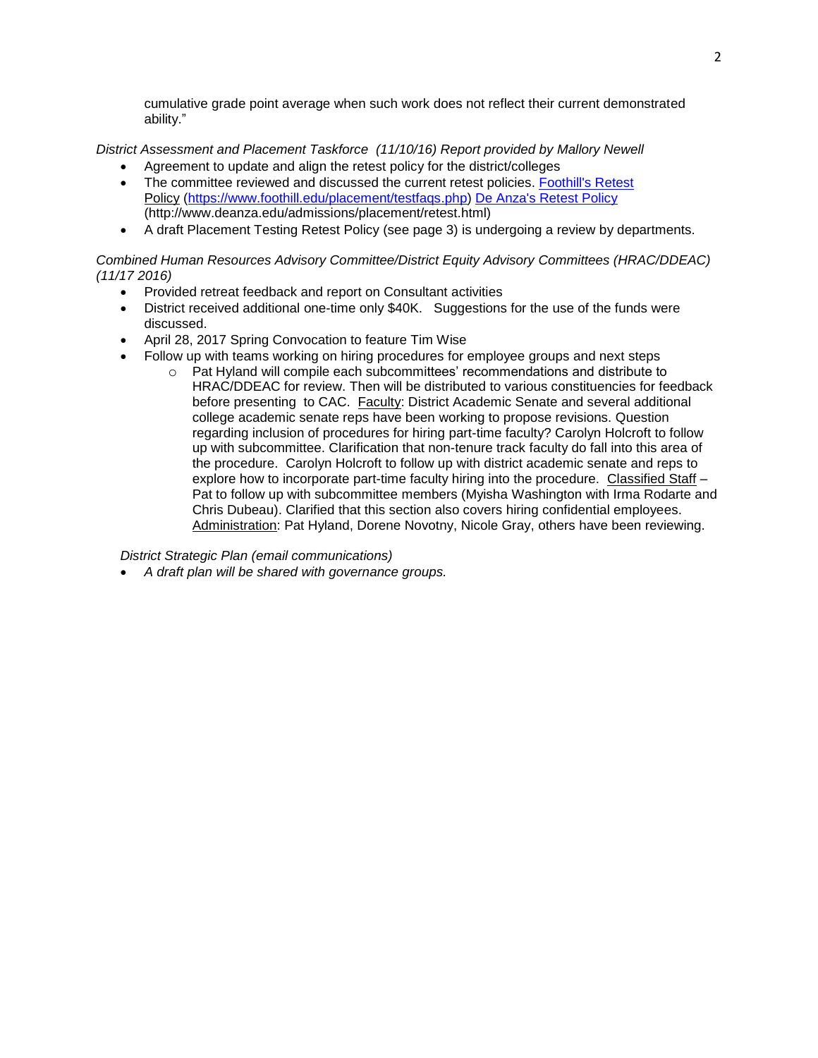cumulative grade point average when such work does not reflect their current demonstrated ability."

*District Assessment and Placement Taskforce (11/10/16) Report provided by Mallory Newell*

- Agreement to update and align the retest policy for the district/colleges
- The committee reviewed and discussed the current retest policies. [Foothill's Retest Policy](https://www.foothill.edu/placement/testfaqs.php) (https://www.foothill.edu/placement/testfaqs.php) [De Anza's Retest Policy](http://www.deanza.edu/admissions/placement/retest.html) (http://www.deanza.edu/admissions/placement/retest.html)
- A draft Placement Testing Retest Policy (see page 3) is undergoing a review by departments.

*Combined Human Resources Advisory Committee/District Equity Advisory Committees (HRAC/DDEAC) (11/17 2016)*

- Provided retreat feedback and report on Consultant activities
- District received additional one-time only $40K. Suggestions for the use of the funds were discussed.
- April 28, 2017 Spring Convocation to feature Tim Wise
- Follow up with teams working on hiring procedures for employee groups and next steps
  - Pat Hyland will compile each subcommittees' recommendations and distribute to HRAC/DDEAC for review. Then will be distributed to various constituencies for feedback before presenting to CAC. Faculty: District Academic Senate and several additional college academic senate reps have been working to propose revisions. Question regarding inclusion of procedures for hiring part-time faculty? Carolyn Holcroft to follow up with subcommittee. Clarification that non-tenure track faculty do fall into this area of the procedure. Carolyn Holcroft to follow up with district academic senate and reps to explore how to incorporate part-time faculty hiring into the procedure. Classified Staff – Pat to follow up with subcommittee members (Myisha Washington with Irma Rodarte and Chris Dubeau). Clarified that this section also covers hiring confidential employees. Administration: Pat Hyland, Dorene Novotny, Nicole Gray, others have been reviewing.

*District Strategic Plan (email communications)*

- *A draft plan will be shared with governance groups.*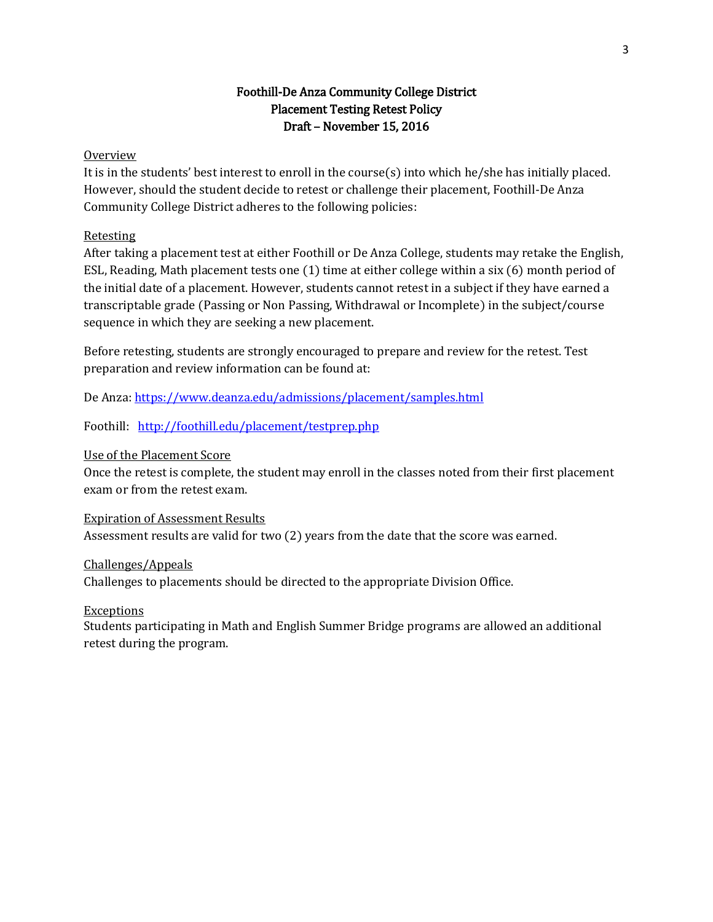# Foothill-De Anza Community College District
## Placement Testing Retest Policy
### Draft – November 15, 2016

<u>Overview</u>

It is in the students' best interest to enroll in the course(s) into which he/she has initially placed. However, should the student decide to retest or challenge their placement, Foothill-De Anza Community College District adheres to the following policies:

<u>Retesting</u>

After taking a placement test at either Foothill or De Anza College, students may retake the English, ESL, Reading, Math placement tests one (1) time at either college within a six (6) month period of the initial date of a placement. However, students cannot retest in a subject if they have earned a transcriptable grade (Passing or Non Passing, Withdrawal or Incomplete) in the subject/course sequence in which they are seeking a new placement.

Before retesting, students are strongly encouraged to prepare and review for the retest. Test preparation and review information can be found at:

De Anza: [https://www.deanza.edu/admissions/placement/samples.html](https://www.deanza.edu/admissions/placement/samples.html)

Foothill: [http://foothill.edu/placement/testprep.php](http://foothill.edu/placement/testprep.php)

<u>Use of the Placement Score</u>

Once the retest is complete, the student may enroll in the classes noted from their first placement exam or from the retest exam.

<u>Expiration of Assessment Results</u>

Assessment results are valid for two (2) years from the date that the score was earned.

<u>Challenges/Appeals</u>

Challenges to placements should be directed to the appropriate Division Office.

<u>Exceptions</u>

Students participating in Math and English Summer Bridge programs are allowed an additional retest during the program.